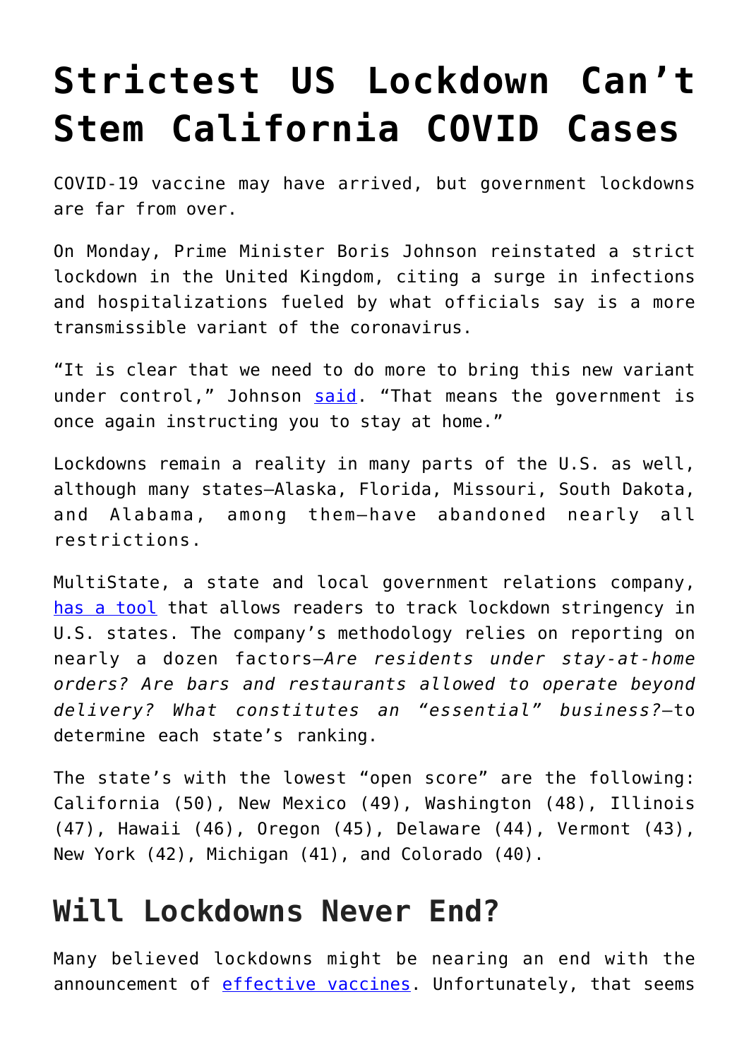# Strictest US Lockdown Can't Stem California COVID Cases

COVID-19 vaccine may have arrived, but government lockdowns are far from over.

On Monday, Prime Minister Boris Johnson reinstated a strict lockdown in the United Kingdom, citing a surge in infections and hospitalizations fueled by what officials say is a more transmissible variant of the coronavirus.

"It is clear that we need to do more to bring this new variant under control," Johnson said. "That means the government is once again instructing you to stay at home."

Lockdowns remain a reality in many parts of the U.S. as well, although many states—Alaska, Florida, Missouri, South Dakota, and Alabama, among them—have abandoned nearly all restrictions.

MultiState, a state and local government relations company, has a tool that allows readers to track lockdown stringency in U.S. states. The company's methodology relies on reporting on nearly a dozen factors—*Are residents under stay-at-home orders? Are bars and restaurants allowed to operate beyond delivery? What constitutes an "essential" business?*—to determine each state's ranking.

The state's with the lowest "open score" are the following: California (50), New Mexico (49), Washington (48), Illinois (47), Hawaii (46), Oregon (45), Delaware (44), Vermont (43), New York (42), Michigan (41), and Colorado (40).

## Will Lockdowns Never End?

Many believed lockdowns might be nearing an end with the announcement of effective vaccines. Unfortunately, that seems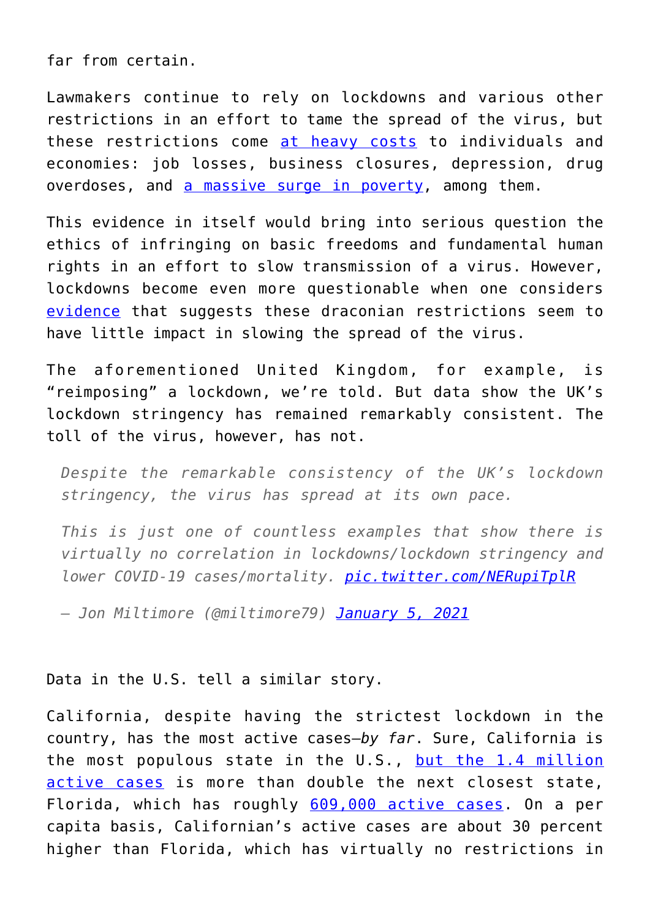far from certain.

Lawmakers continue to rely on lockdowns and various other restrictions in an effort to tame the spread of the virus, but these restrictions come [at heavy costs]() to individuals and economies: job losses, business closures, depression, drug overdoses, and [a massive surge in poverty](), among them.

This evidence in itself would bring into serious question the ethics of infringing on basic freedoms and fundamental human rights in an effort to slow transmission of a virus. However, lockdowns become even more questionable when one considers [evidence]() that suggests these draconian restrictions seem to have little impact in slowing the spread of the virus.

The aforementioned United Kingdom, for example, is "reimposing" a lockdown, we're told. But data show the UK's lockdown stringency has remained remarkably consistent. The toll of the virus, however, has not.

> *Despite the remarkable consistency of the UK's lockdown stringency, the virus has spread at its own pace.*
>
> *This is just one of countless examples that show there is virtually no correlation in lockdowns/lockdown stringency and lower COVID-19 cases/mortality. [pic.twitter.com/NERupiTplR]()*
>
> *— Jon Miltimore (@miltimore79) [January 5, 2021]()*

Data in the U.S. tell a similar story.

California, despite having the strictest lockdown in the country, has the most active cases—*by far*. Sure, California is the most populous state in the U.S., [but the 1.4 million active cases]() is more than double the next closest state, Florida, which has roughly [609,000 active cases](). On a per capita basis, Californian's active cases are about 30 percent higher than Florida, which has virtually no restrictions in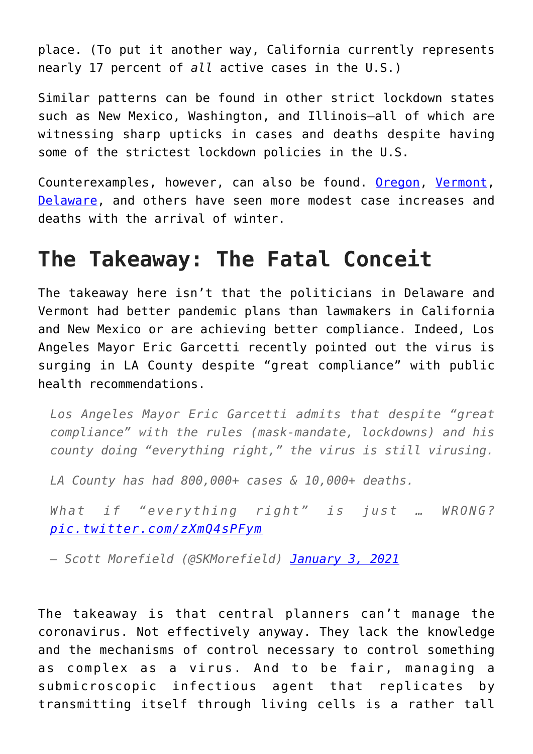place. (To put it another way, California currently represents nearly 17 percent of *all* active cases in the U.S.)

Similar patterns can be found in other strict lockdown states such as New Mexico, Washington, and Illinois—all of which are witnessing sharp upticks in cases and deaths despite having some of the strictest lockdown policies in the U.S.

Counterexamples, however, can also be found. [Oregon](), [Vermont](), [Delaware](), and others have seen more modest case increases and deaths with the arrival of winter.

## The Takeaway: The Fatal Conceit

The takeaway here isn't that the politicians in Delaware and Vermont had better pandemic plans than lawmakers in California and New Mexico or are achieving better compliance. Indeed, Los Angeles Mayor Eric Garcetti recently pointed out the virus is surging in LA County despite "great compliance" with public health recommendations.

> *Los Angeles Mayor Eric Garcetti admits that despite "great compliance" with the rules (mask-mandate, lockdowns) and his county doing "everything right," the virus is still virusing.*
>
> *LA County has had 800,000+ cases & 10,000+ deaths.*
>
> *What if "everything right" is just … WRONG? [pic.twitter.com/zXmQ4sPFym]()*
>
> *— Scott Morefield (@SKMorefield) [January 3, 2021]()*

The takeaway is that central planners can't manage the coronavirus. Not effectively anyway. They lack the knowledge and the mechanisms of control necessary to control something as complex as a virus. And to be fair, managing a submicroscopic infectious agent that replicates by transmitting itself through living cells is a rather tall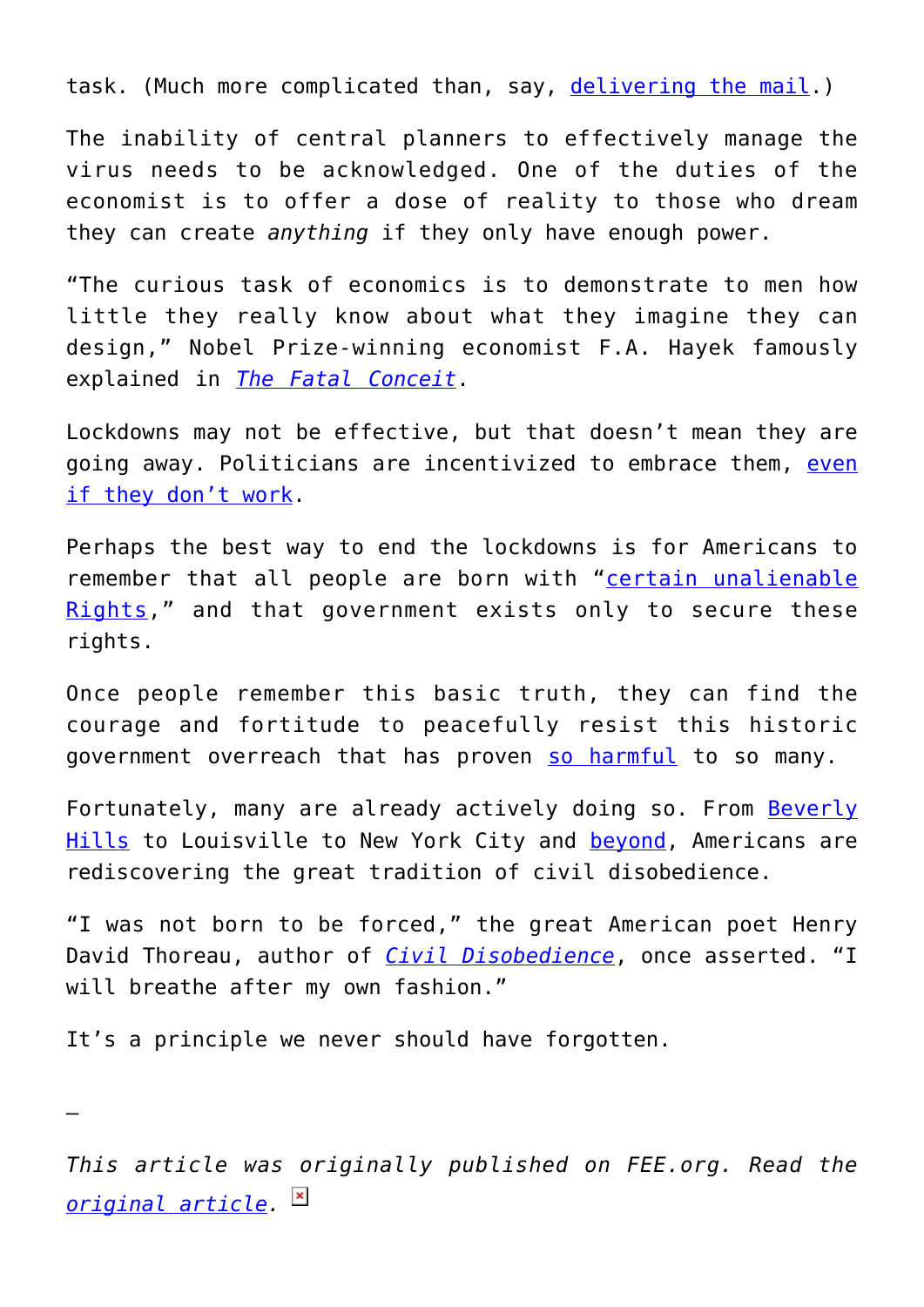task. (Much more complicated than, say, delivering the mail.)

The inability of central planners to effectively manage the virus needs to be acknowledged. One of the duties of the economist is to offer a dose of reality to those who dream they can create *anything* if they only have enough power.

“The curious task of economics is to demonstrate to men how little they really know about what they imagine they can design,” Nobel Prize-winning economist F.A. Hayek famously explained in *The Fatal Conceit*.

Lockdowns may not be effective, but that doesn’t mean they are going away. Politicians are incentivized to embrace them, even if they don’t work.

Perhaps the best way to end the lockdowns is for Americans to remember that all people are born with “certain unalienable Rights,” and that government exists only to secure these rights.

Once people remember this basic truth, they can find the courage and fortitude to peacefully resist this historic government overreach that has proven so harmful to so many.

Fortunately, many are already actively doing so. From Beverly Hills to Louisville to New York City and beyond, Americans are rediscovering the great tradition of civil disobedience.

“I was not born to be forced,” the great American poet Henry David Thoreau, author of *Civil Disobedience*, once asserted. “I will breathe after my own fashion.”

It’s a principle we never should have forgotten.

—

*This article was originally published on FEE.org. Read the original article.*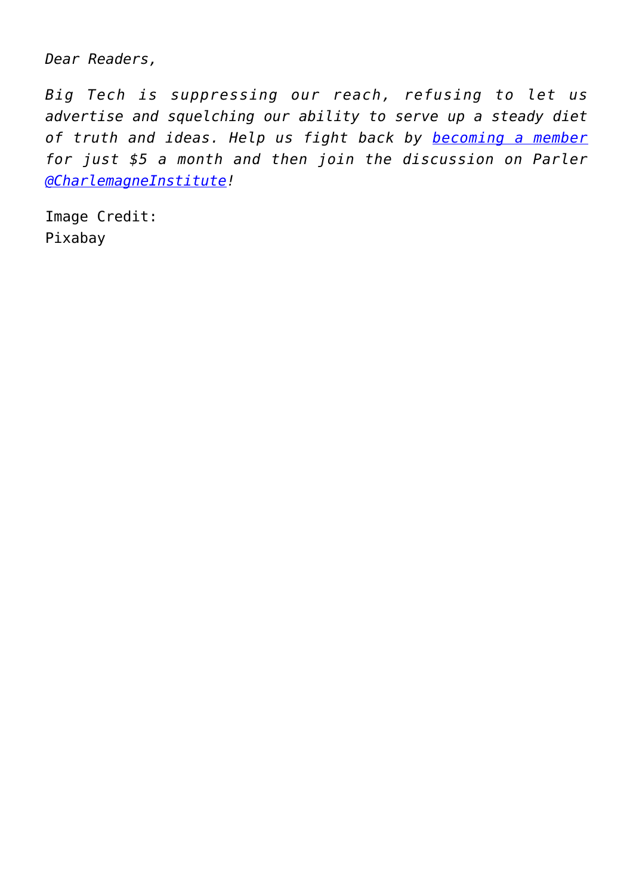*Dear Readers,*

*Big Tech is suppressing our reach, refusing to let us advertise and squelching our ability to serve up a steady diet of truth and ideas. Help us fight back by [becoming a member](#) for just $5 a month and then join the discussion on Parler [@CharlemagneInstitute](#)!*

Image Credit:
Pixabay